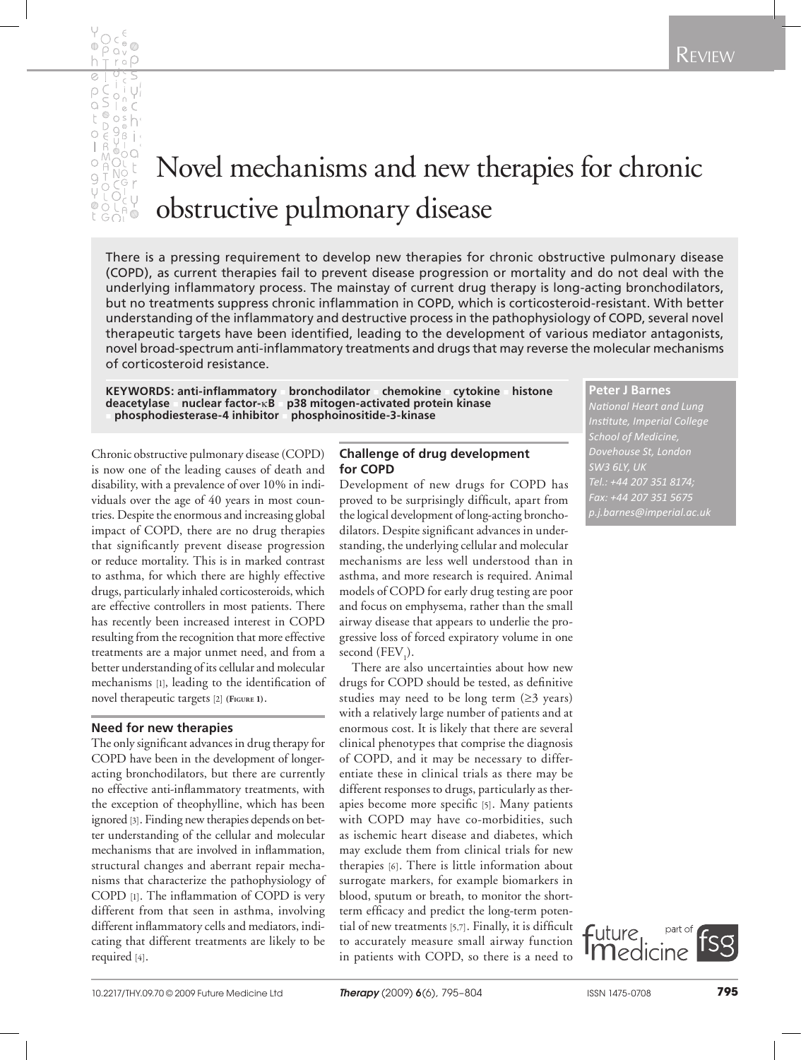Review

# Novel mechanisms and new therapies for chronic obstructive pulmonary disease

There is a pressing requirement to develop new therapies for chronic obstructive pulmonary disease (COPD), as current therapies fail to prevent disease progression or mortality and do not deal with the underlying inflammatory process. The mainstay of current drug therapy is long-acting bronchodilators, but no treatments suppress chronic inflammation in COPD, which is corticosteroid-resistant. With better understanding of the inflammatory and destructive process in the pathophysiology of COPD, several novel therapeutic targets have been identified, leading to the development of various mediator antagonists, novel broad-spectrum anti-inflammatory treatments and drugs that may reverse the molecular mechanisms of corticosteroid resistance.

**KEYWORDS: anti-inflammatory ▪ bronchodilator ▪ chemokine ▪ cytokine ▪ histone deacetylase ▪ nuclear factor-κB ▪ p38 mitogen-activated protein kinase ▪ phosphodiesterase-4 inhibitor ▪ phosphoinositide-3-kinase**

**Peter J Barnes**
*National Heart and Lung Institute, Imperial College School of Medicine, Dovehouse St, London SW3 6LY, UK*
*Tel.: +44 207 351 8174;*
*Fax: +44 207 351 5675*
*p.j.barnes@imperial.ac.uk*

Chronic obstructive pulmonary disease (COPD) is now one of the leading causes of death and disability, with a prevalence of over 10% in individuals over the age of 40 years in most countries. Despite the enormous and increasing global impact of COPD, there are no drug therapies that significantly prevent disease progression or reduce mortality. This is in marked contrast to asthma, for which there are highly effective drugs, particularly inhaled corticosteroids, which are effective controllers in most patients. There has recently been increased interest in COPD resulting from the recognition that more effective treatments are a major unmet need, and from a better understanding of its cellular and molecular mechanisms [1], leading to the identification of novel therapeutic targets [2] (Figure 1).

## Need for new therapies

The only significant advances in drug therapy for COPD have been in the development of longer-acting bronchodilators, but there are currently no effective anti-inflammatory treatments, with the exception of theophylline, which has been ignored [3]. Finding new therapies depends on better understanding of the cellular and molecular mechanisms that are involved in inflammation, structural changes and aberrant repair mechanisms that characterize the pathophysiology of COPD [1]. The inflammation of COPD is very different from that seen in asthma, involving different inflammatory cells and mediators, indicating that different treatments are likely to be required [4].

## Challenge of drug development for COPD

Development of new drugs for COPD has proved to be surprisingly difficult, apart from the logical development of long-acting bronchodilators. Despite significant advances in understanding, the underlying cellular and molecular mechanisms are less well understood than in asthma, and more research is required. Animal models of COPD for early drug testing are poor and focus on emphysema, rather than the small airway disease that appears to underlie the progressive loss of forced expiratory volume in one second ($FEV_1$).

There are also uncertainties about how new drugs for COPD should be tested, as definitive studies may need to be long term (≥3 years) with a relatively large number of patients and at enormous cost. It is likely that there are several clinical phenotypes that comprise the diagnosis of COPD, and it may be necessary to differentiate these in clinical trials as there may be different responses to drugs, particularly as therapies become more specific [5]. Many patients with COPD may have co-morbidities, such as ischemic heart disease and diabetes, which may exclude them from clinical trials for new therapies [6]. There is little information about surrogate markers, for example biomarkers in blood, sputum or breath, to monitor the short-term efficacy and predict the long-term potential of new treatments [5,7]. Finally, it is difficult to accurately measure small airway function in patients with COPD, so there is a need to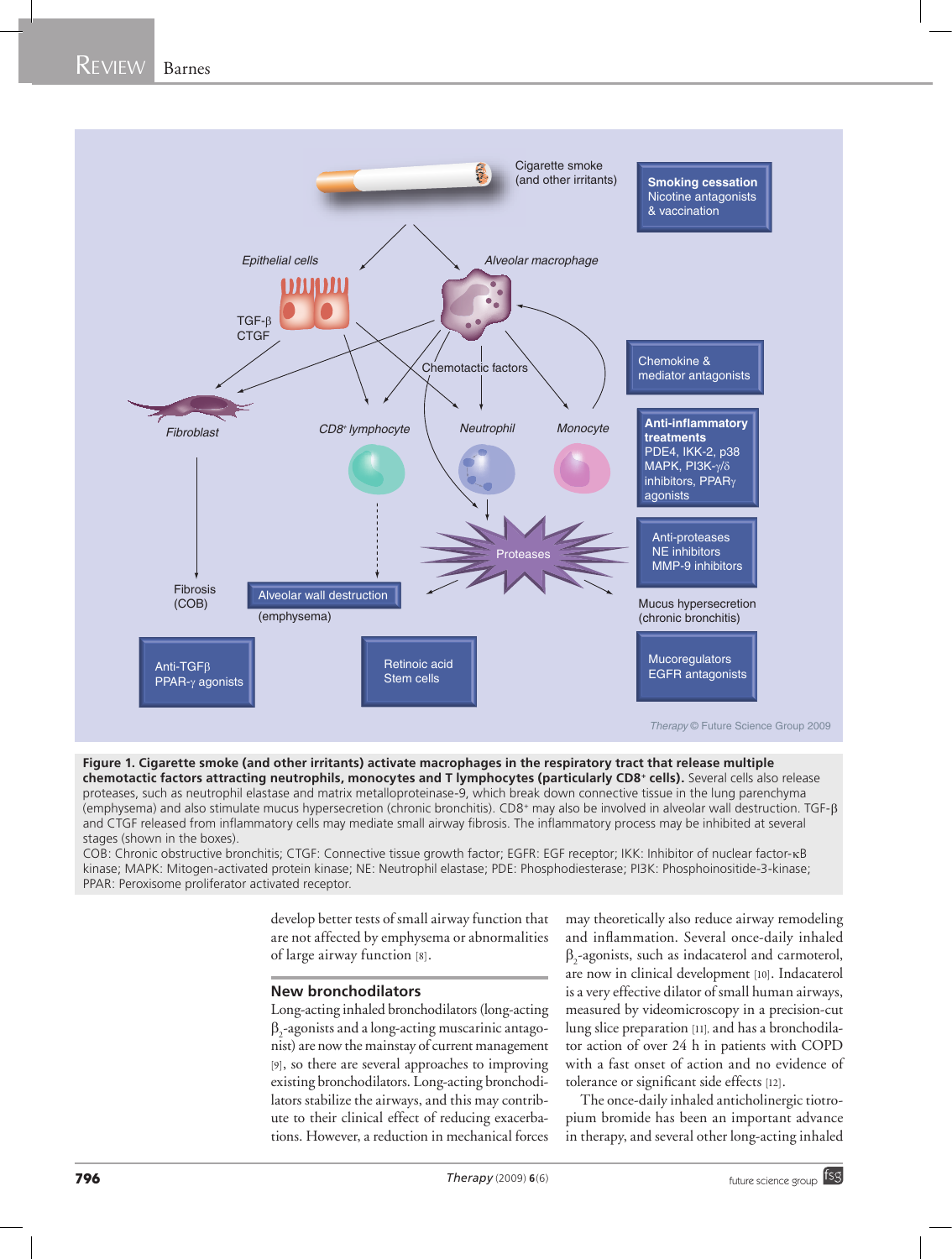**Figure 1. Cigarette smoke (and other irritants) activate macrophages in the respiratory tract that release multiple chemotactic factors attracting neutrophils, monocytes and T lymphocytes (particularly CD8$^+$ cells).** Several cells also release proteases, such as neutrophil elastase and matrix metalloproteinase-9, which break down connective tissue in the lung parenchyma (emphysema) and also stimulate mucus hypersecretion (chronic bronchitis). CD8$^+$ may also be involved in alveolar wall destruction. TGF-β and CTGF released from inflammatory cells may mediate small airway fibrosis. The inflammatory process may be inhibited at several stages (shown in the boxes).

COB: Chronic obstructive bronchitis; CTGF: Connective tissue growth factor; EGFR: EGF receptor; IKK: Inhibitor of nuclear factor-κB kinase; MAPK: Mitogen-activated protein kinase; NE: Neutrophil elastase; PDE: Phosphodiesterase; PI3K: Phosphoinositide-3-kinase; PPAR: Peroxisome proliferator activated receptor.

develop better tests of small airway function that are not affected by emphysema or abnormalities of large airway function [8].

## New bronchodilators

Long-acting inhaled bronchodilators (long-acting $\beta_2$-agonists and a long-acting muscarinic antagonist) are now the mainstay of current management [9], so there are several approaches to improving existing bronchodilators. Long-acting bronchodilators stabilize the airways, and this may contribute to their clinical effect of reducing exacerbations. However, a reduction in mechanical forces may theoretically also reduce airway remodeling and inflammation. Several once-daily inhaled $\beta_2$-agonists, such as indacaterol and carmoterol, are now in clinical development [10]. Indacaterol is a very effective dilator of small human airways, measured by videomicroscopy in a precision-cut lung slice preparation [11], and has a bronchodilator action of over 24 h in patients with COPD with a fast onset of action and no evidence of tolerance or significant side effects [12].

The once-daily inhaled anticholinergic tiotropium bromide has been an important advance in therapy, and several other long-acting inhaled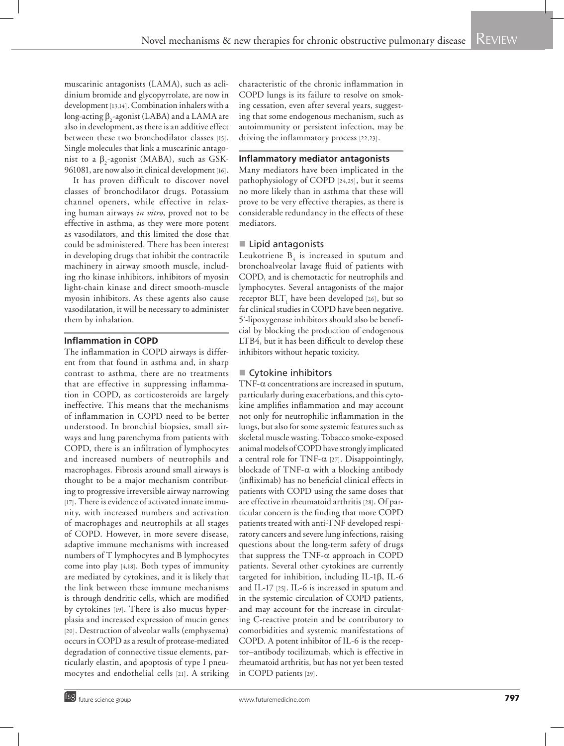muscarinic antagonists (LAMA), such as aclidinium bromide and glycopyrrolate, are now in development [13,14]. Combination inhalers with a long-acting $\beta_2$-agonist (LABA) and a LAMA are also in development, as there is an additive effect between these two bronchodilator classes [15]. Single molecules that link a muscarinic antagonist to a $\beta_2$-agonist (MABA), such as GSK-961081, are now also in clinical development [16].

It has proven difficult to discover novel classes of bronchodilator drugs. Potassium channel openers, while effective in relaxing human airways *in vitro*, proved not to be effective in asthma, as they were more potent as vasodilators, and this limited the dose that could be administered. There has been interest in developing drugs that inhibit the contractile machinery in airway smooth muscle, including rho kinase inhibitors, inhibitors of myosin light-chain kinase and direct smooth-muscle myosin inhibitors. As these agents also cause vasodilatation, it will be necessary to administer them by inhalation.

## Inflammation in COPD

The inflammation in COPD airways is different from that found in asthma and, in sharp contrast to asthma, there are no treatments that are effective in suppressing inflammation in COPD, as corticosteroids are largely ineffective. This means that the mechanisms of inflammation in COPD need to be better understood. In bronchial biopsies, small airways and lung parenchyma from patients with COPD, there is an infiltration of lymphocytes and increased numbers of neutrophils and macrophages. Fibrosis around small airways is thought to be a major mechanism contributing to progressive irreversible airway narrowing [17]. There is evidence of activated innate immunity, with increased numbers and activation of macrophages and neutrophils at all stages of COPD. However, in more severe disease, adaptive immune mechanisms with increased numbers of T lymphocytes and B lymphocytes come into play [4,18]. Both types of immunity are mediated by cytokines, and it is likely that the link between these immune mechanisms is through dendritic cells, which are modified by cytokines [19]. There is also mucus hyperplasia and increased expression of mucin genes [20]. Destruction of alveolar walls (emphysema) occurs in COPD as a result of protease-mediated degradation of connective tissue elements, particularly elastin, and apoptosis of type I pneumocytes and endothelial cells [21]. A striking characteristic of the chronic inflammation in COPD lungs is its failure to resolve on smoking cessation, even after several years, suggesting that some endogenous mechanism, such as autoimmunity or persistent infection, may be driving the inflammatory process [22,23].

## Inflammatory mediator antagonists

Many mediators have been implicated in the pathophysiology of COPD [24,25], but it seems no more likely than in asthma that these will prove to be very effective therapies, as there is considerable redundancy in the effects of these mediators.

### Lipid antagonists

Leukotriene $B_4$ is increased in sputum and bronchoalveolar lavage fluid of patients with COPD, and is chemotactic for neutrophils and lymphocytes. Several antagonists of the major receptor $BLT_1$ have been developed [26], but so far clinical studies in COPD have been negative. 5′-lipoxygenase inhibitors should also be beneficial by blocking the production of endogenous LTB4, but it has been difficult to develop these inhibitors without hepatic toxicity.

### Cytokine inhibitors

TNF-$\alpha$ concentrations are increased in sputum, particularly during exacerbations, and this cytokine amplifies inflammation and may account not only for neutrophilic inflammation in the lungs, but also for some systemic features such as skeletal muscle wasting. Tobacco smoke-exposed animal models of COPD have strongly implicated a central role for TNF-$\alpha$ [27]. Disappointingly, blockade of TNF-$\alpha$ with a blocking antibody (infliximab) has no beneficial clinical effects in patients with COPD using the same doses that are effective in rheumatoid arthritis [28]. Of particular concern is the finding that more COPD patients treated with anti-TNF developed respiratory cancers and severe lung infections, raising questions about the long-term safety of drugs that suppress the TNF-$\alpha$ approach in COPD patients. Several other cytokines are currently targeted for inhibition, including IL-1$\beta$, IL-6 and IL-17 [25]. IL-6 is increased in sputum and in the systemic circulation of COPD patients, and may account for the increase in circulating C-reactive protein and be contributory to comorbidities and systemic manifestations of COPD. A potent inhibitor of IL-6 is the receptor–antibody tocilizumab, which is effective in rheumatoid arthritis, but has not yet been tested in COPD patients [29].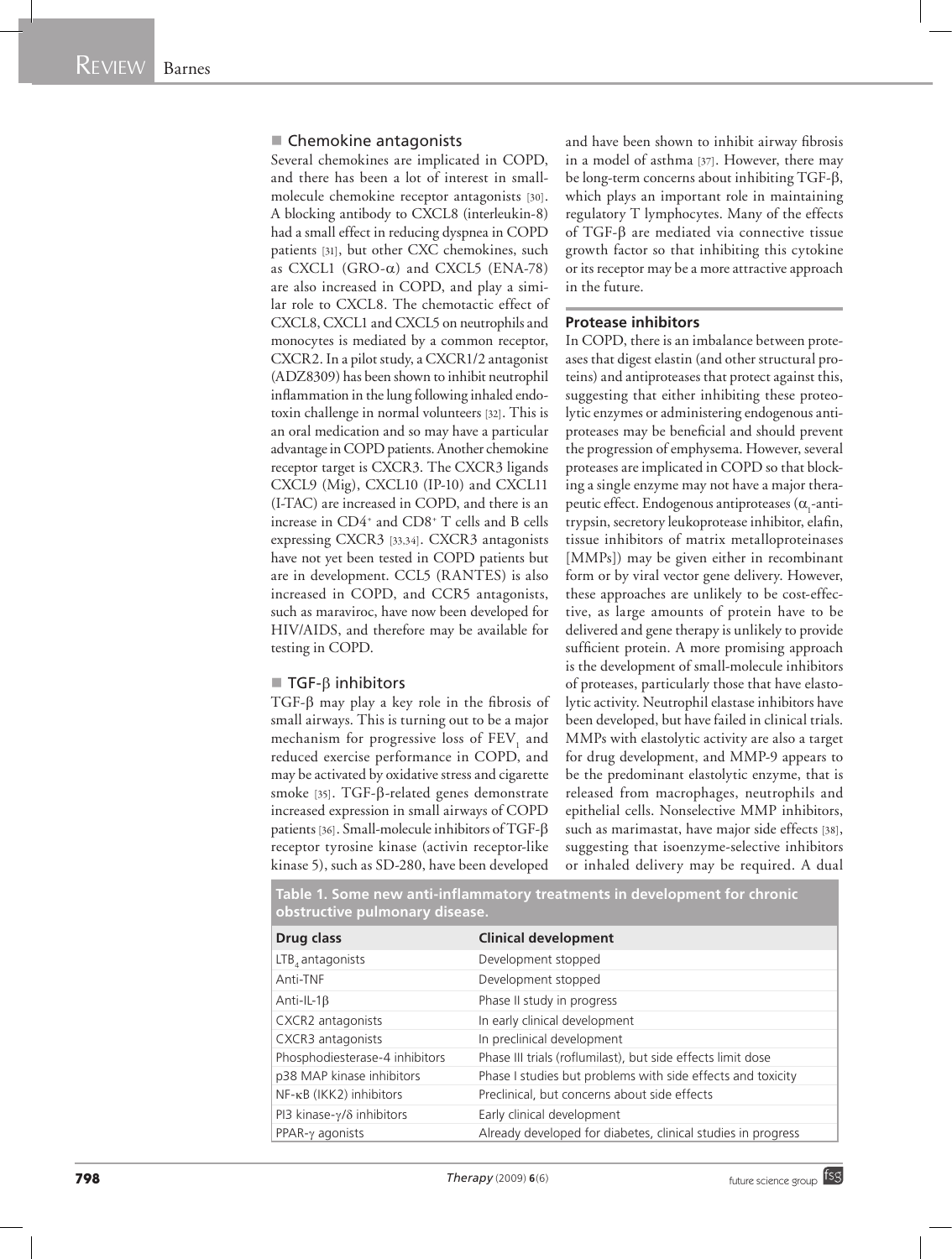## Chemokine antagonists

Several chemokines are implicated in COPD, and there has been a lot of interest in small-molecule chemokine receptor antagonists [30]. A blocking antibody to CXCL8 (interleukin-8) had a small effect in reducing dyspnea in COPD patients [31], but other CXC chemokines, such as CXCL1 (GRO-α) and CXCL5 (ENA-78) are also increased in COPD, and play a similar role to CXCL8. The chemotactic effect of CXCL8, CXCL1 and CXCL5 on neutrophils and monocytes is mediated by a common receptor, CXCR2. In a pilot study, a CXCR1/2 antagonist (ADZ8309) has been shown to inhibit neutrophil inflammation in the lung following inhaled endotoxin challenge in normal volunteers [32]. This is an oral medication and so may have a particular advantage in COPD patients. Another chemokine receptor target is CXCR3. The CXCR3 ligands CXCL9 (Mig), CXCL10 (IP-10) and CXCL11 (I-TAC) are increased in COPD, and there is an increase in $CD4^+$ and $CD8^+$ T cells and B cells expressing CXCR3 [33,34]. CXCR3 antagonists have not yet been tested in COPD patients but are in development. CCL5 (RANTES) is also increased in COPD, and CCR5 antagonists, such as maraviroc, have now been developed for HIV/AIDS, and therefore may be available for testing in COPD.

## TGF-β inhibitors

TGF-β may play a key role in the fibrosis of small airways. This is turning out to be a major mechanism for progressive loss of $FEV_1$ and reduced exercise performance in COPD, and may be activated by oxidative stress and cigarette smoke [35]. TGF-β-related genes demonstrate increased expression in small airways of COPD patients [36]. Small-molecule inhibitors of TGF-β receptor tyrosine kinase (activin receptor-like kinase 5), such as SD-280, have been developed and have been shown to inhibit airway fibrosis in a model of asthma [37]. However, there may be long-term concerns about inhibiting TGF-β, which plays an important role in maintaining regulatory T lymphocytes. Many of the effects of TGF-β are mediated via connective tissue growth factor so that inhibiting this cytokine or its receptor may be a more attractive approach in the future.

### Protease inhibitors

In COPD, there is an imbalance between proteases that digest elastin (and other structural proteins) and antiproteases that protect against this, suggesting that either inhibiting these proteolytic enzymes or administering endogenous antiproteases may be beneficial and should prevent the progression of emphysema. However, several proteases are implicated in COPD so that blocking a single enzyme may not have a major therapeutic effect. Endogenous antiproteases ($\alpha_1$-antitrypsin, secretory leukoprotease inhibitor, elafin, tissue inhibitors of matrix metalloproteinases [MMPs]) may be given either in recombinant form or by viral vector gene delivery. However, these approaches are unlikely to be cost-effective, as large amounts of protein have to be delivered and gene therapy is unlikely to provide sufficient protein. A more promising approach is the development of small-molecule inhibitors of proteases, particularly those that have elastolytic activity. Neutrophil elastase inhibitors have been developed, but have failed in clinical trials. MMPs with elastolytic activity are also a target for drug development, and MMP-9 appears to be the predominant elastolytic enzyme, that is released from macrophages, neutrophils and epithelial cells. Nonselective MMP inhibitors, such as marimastat, have major side effects [38], suggesting that isoenzyme-selective inhibitors or inhaled delivery may be required. A dual

**Table 1. Some new anti-inflammatory treatments in development for chronic obstructive pulmonary disease.**

| Drug class | Clinical development |
|---|---|
| $LTB_4$ antagonists | Development stopped |
| Anti-TNF | Development stopped |
| Anti-IL-1β | Phase II study in progress |
| CXCR2 antagonists | In early clinical development |
| CXCR3 antagonists | In preclinical development |
| Phosphodiesterase-4 inhibitors | Phase III trials (roflumilast), but side effects limit dose |
| p38 MAP kinase inhibitors | Phase I studies but problems with side effects and toxicity |
| NF-κB (IKK2) inhibitors | Preclinical, but concerns about side effects |
| PI3 kinase-γ/δ inhibitors | Early clinical development |
| PPAR-γ agonists | Already developed for diabetes, clinical studies in progress |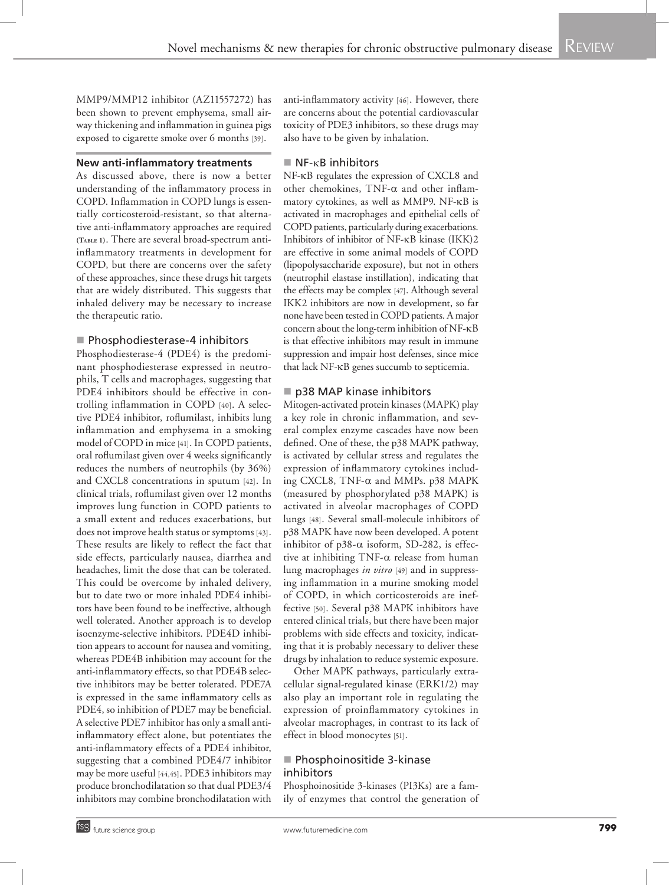MMP9/MMP12 inhibitor (AZ11557272) has been shown to prevent emphysema, small airway thickening and inflammation in guinea pigs exposed to cigarette smoke over 6 months [39].

## New anti-inflammatory treatments

As discussed above, there is now a better understanding of the inflammatory process in COPD. Inflammation in COPD lungs is essentially corticosteroid-resistant, so that alternative anti-inflammatory approaches are required (Table 1). There are several broad-spectrum anti-inflammatory treatments in development for COPD, but there are concerns over the safety of these approaches, since these drugs hit targets that are widely distributed. This suggests that inhaled delivery may be necessary to increase the therapeutic ratio.

### Phosphodiesterase-4 inhibitors

Phosphodiesterase-4 (PDE4) is the predominant phosphodiesterase expressed in neutrophils, T cells and macrophages, suggesting that PDE4 inhibitors should be effective in controlling inflammation in COPD [40]. A selective PDE4 inhibitor, roflumilast, inhibits lung inflammation and emphysema in a smoking model of COPD in mice [41]. In COPD patients, oral roflumilast given over 4 weeks significantly reduces the numbers of neutrophils (by 36%) and CXCL8 concentrations in sputum [42]. In clinical trials, roflumilast given over 12 months improves lung function in COPD patients to a small extent and reduces exacerbations, but does not improve health status or symptoms [43]. These results are likely to reflect the fact that side effects, particularly nausea, diarrhea and headaches, limit the dose that can be tolerated. This could be overcome by inhaled delivery, but to date two or more inhaled PDE4 inhibitors have been found to be ineffective, although well tolerated. Another approach is to develop isoenzyme-selective inhibitors. PDE4D inhibition appears to account for nausea and vomiting, whereas PDE4B inhibition may account for the anti-inflammatory effects, so that PDE4B selective inhibitors may be better tolerated. PDE7A is expressed in the same inflammatory cells as PDE4, so inhibition of PDE7 may be beneficial. A selective PDE7 inhibitor has only a small anti-inflammatory effect alone, but potentiates the anti-inflammatory effects of a PDE4 inhibitor, suggesting that a combined PDE4/7 inhibitor may be more useful [44,45]. PDE3 inhibitors may produce bronchodilatation so that dual PDE3/4 inhibitors may combine bronchodilatation with anti-inflammatory activity [46]. However, there are concerns about the potential cardiovascular toxicity of PDE3 inhibitors, so these drugs may also have to be given by inhalation.

### NF-κB inhibitors

NF-κB regulates the expression of CXCL8 and other chemokines, TNF-α and other inflammatory cytokines, as well as MMP9. NF-κB is activated in macrophages and epithelial cells of COPD patients, particularly during exacerbations. Inhibitors of inhibitor of NF-κB kinase (IKK)2 are effective in some animal models of COPD (lipopolysaccharide exposure), but not in others (neutrophil elastase instillation), indicating that the effects may be complex [47]. Although several IKK2 inhibitors are now in development, so far none have been tested in COPD patients. A major concern about the long-term inhibition of NF-κB is that effective inhibitors may result in immune suppression and impair host defenses, since mice that lack NF-κB genes succumb to septicemia.

### p38 MAP kinase inhibitors

Mitogen-activated protein kinases (MAPK) play a key role in chronic inflammation, and several complex enzyme cascades have now been defined. One of these, the p38 MAPK pathway, is activated by cellular stress and regulates the expression of inflammatory cytokines including CXCL8, TNF-α and MMPs. p38 MAPK (measured by phosphorylated p38 MAPK) is activated in alveolar macrophages of COPD lungs [48]. Several small-molecule inhibitors of p38 MAPK have now been developed. A potent inhibitor of p38-α isoform, SD-282, is effective at inhibiting TNF-α release from human lung macrophages *in vitro* [49] and in suppressing inflammation in a murine smoking model of COPD, in which corticosteroids are ineffective [50]. Several p38 MAPK inhibitors have entered clinical trials, but there have been major problems with side effects and toxicity, indicating that it is probably necessary to deliver these drugs by inhalation to reduce systemic exposure.

Other MAPK pathways, particularly extracellular signal-regulated kinase (ERK1/2) may also play an important role in regulating the expression of proinflammatory cytokines in alveolar macrophages, in contrast to its lack of effect in blood monocytes [51].

### Phosphoinositide 3-kinase inhibitors

Phosphoinositide 3-kinases (PI3Ks) are a family of enzymes that control the generation of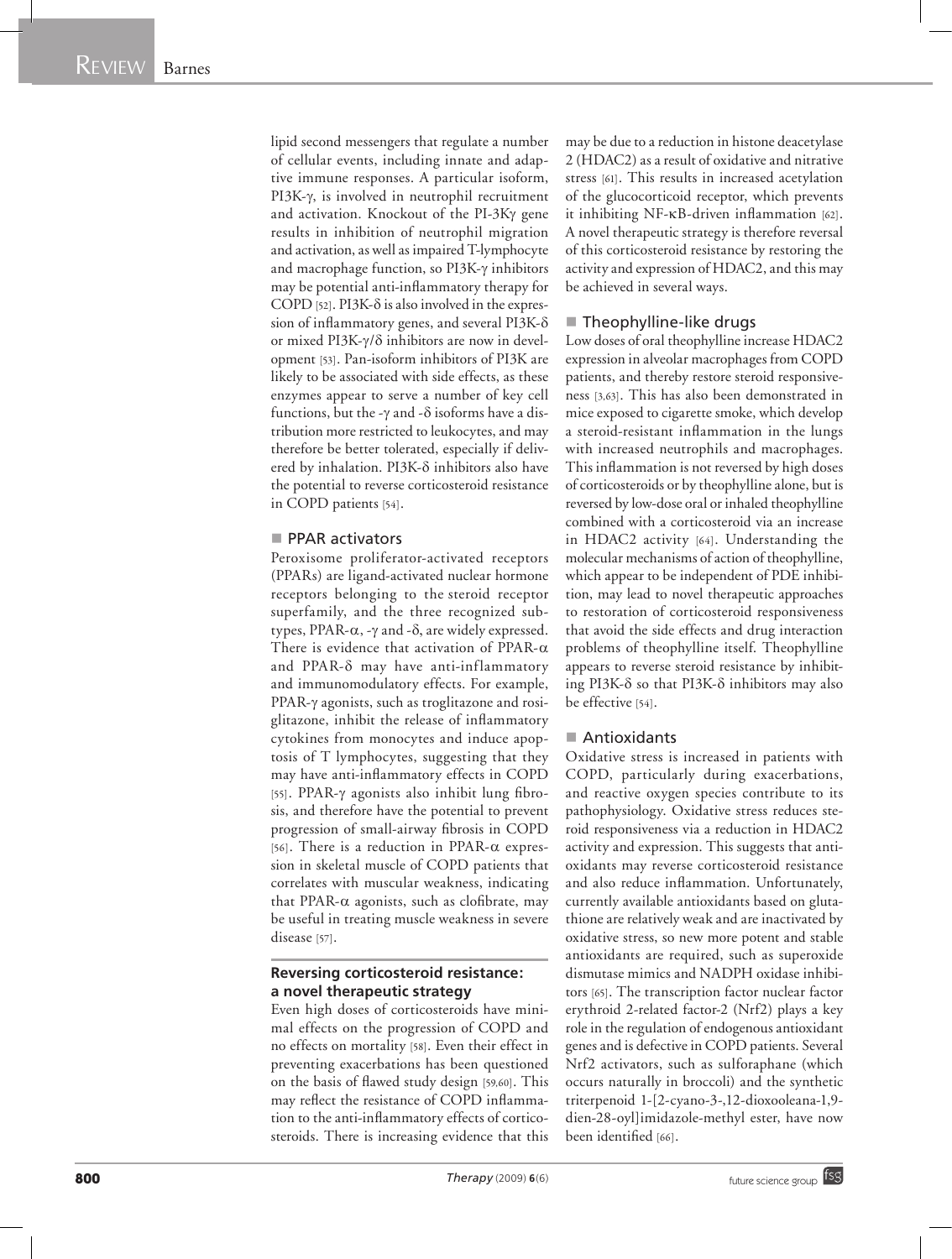lipid second messengers that regulate a number of cellular events, including innate and adaptive immune responses. A particular isoform, PI3K-γ, is involved in neutrophil recruitment and activation. Knockout of the PI-3Kγ gene results in inhibition of neutrophil migration and activation, as well as impaired T-lymphocyte and macrophage function, so PI3K-γ inhibitors may be potential anti-inflammatory therapy for COPD [52]. PI3K-δ is also involved in the expression of inflammatory genes, and several PI3K-δ or mixed PI3K-γ/δ inhibitors are now in development [53]. Pan-isoform inhibitors of PI3K are likely to be associated with side effects, as these enzymes appear to serve a number of key cell functions, but the -γ and -δ isoforms have a distribution more restricted to leukocytes, and may therefore be better tolerated, especially if delivered by inhalation. PI3K-δ inhibitors also have the potential to reverse corticosteroid resistance in COPD patients [54].

### PPAR activators

Peroxisome proliferator-activated receptors (PPARs) are ligand-activated nuclear hormone receptors belonging to the steroid receptor superfamily, and the three recognized subtypes, PPAR-α, -γ and -δ, are widely expressed. There is evidence that activation of PPAR-α and PPAR-δ may have anti-inflammatory and immunomodulatory effects. For example, PPAR-γ agonists, such as troglitazone and rosiglitazone, inhibit the release of inflammatory cytokines from monocytes and induce apoptosis of T lymphocytes, suggesting that they may have anti-inflammatory effects in COPD [55]. PPAR-γ agonists also inhibit lung fibrosis, and therefore have the potential to prevent progression of small-airway fibrosis in COPD [56]. There is a reduction in PPAR-α expression in skeletal muscle of COPD patients that correlates with muscular weakness, indicating that PPAR-α agonists, such as clofibrate, may be useful in treating muscle weakness in severe disease [57].

## Reversing corticosteroid resistance: a novel therapeutic strategy

Even high doses of corticosteroids have minimal effects on the progression of COPD and no effects on mortality [58]. Even their effect in preventing exacerbations has been questioned on the basis of flawed study design [59,60]. This may reflect the resistance of COPD inflammation to the anti-inflammatory effects of corticosteroids. There is increasing evidence that this may be due to a reduction in histone deacetylase 2 (HDAC2) as a result of oxidative and nitrative stress [61]. This results in increased acetylation of the glucocorticoid receptor, which prevents it inhibiting NF-κB-driven inflammation [62]. A novel therapeutic strategy is therefore reversal of this corticosteroid resistance by restoring the activity and expression of HDAC2, and this may be achieved in several ways.

### Theophylline-like drugs

Low doses of oral theophylline increase HDAC2 expression in alveolar macrophages from COPD patients, and thereby restore steroid responsiveness [3,63]. This has also been demonstrated in mice exposed to cigarette smoke, which develop a steroid-resistant inflammation in the lungs with increased neutrophils and macrophages. This inflammation is not reversed by high doses of corticosteroids or by theophylline alone, but is reversed by low-dose oral or inhaled theophylline combined with a corticosteroid via an increase in HDAC2 activity [64]. Understanding the molecular mechanisms of action of theophylline, which appear to be independent of PDE inhibition, may lead to novel therapeutic approaches to restoration of corticosteroid responsiveness that avoid the side effects and drug interaction problems of theophylline itself. Theophylline appears to reverse steroid resistance by inhibiting PI3K-δ so that PI3K-δ inhibitors may also be effective [54].

### Antioxidants

Oxidative stress is increased in patients with COPD, particularly during exacerbations, and reactive oxygen species contribute to its pathophysiology. Oxidative stress reduces steroid responsiveness via a reduction in HDAC2 activity and expression. This suggests that antioxidants may reverse corticosteroid resistance and also reduce inflammation. Unfortunately, currently available antioxidants based on glutathione are relatively weak and are inactivated by oxidative stress, so new more potent and stable antioxidants are required, such as superoxide dismutase mimics and NADPH oxidase inhibitors [65]. The transcription factor nuclear factor erythroid 2-related factor-2 (Nrf2) plays a key role in the regulation of endogenous antioxidant genes and is defective in COPD patients. Several Nrf2 activators, such as sulforaphane (which occurs naturally in broccoli) and the synthetic triterpenoid 1-[2-cyano-3-,12-dioxooleana-1,9-dien-28-oyl]imidazole-methyl ester, have now been identified [66].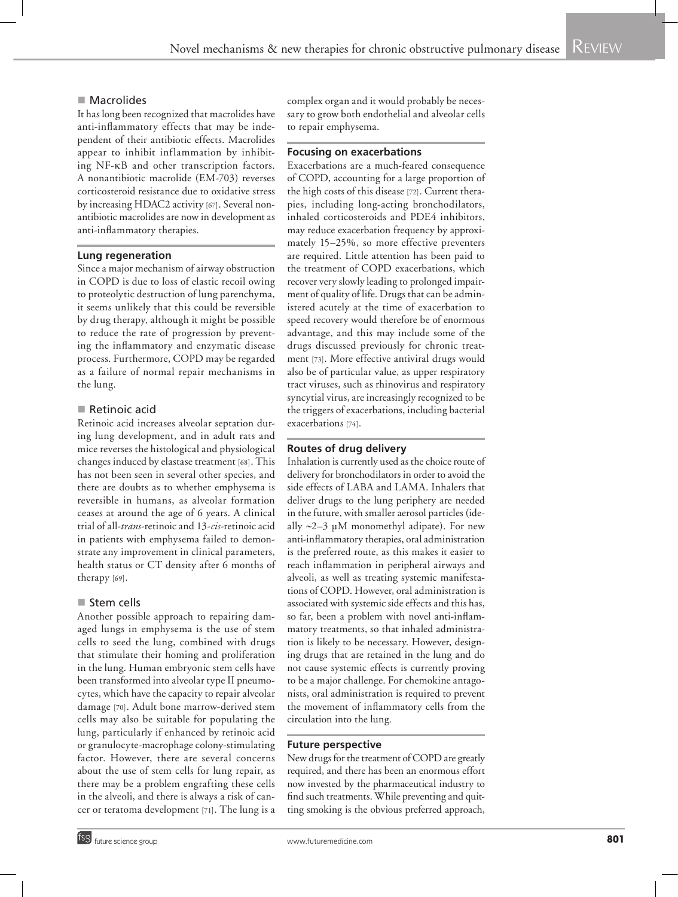### Macrolides

It has long been recognized that macrolides have anti-inflammatory effects that may be independent of their antibiotic effects. Macrolides appear to inhibit inflammation by inhibiting NF-κB and other transcription factors. A nonantibiotic macrolide (EM-703) reverses corticosteroid resistance due to oxidative stress by increasing HDAC2 activity [67]. Several nonantibiotic macrolides are now in development as anti-inflammatory therapies.

## Lung regeneration

Since a major mechanism of airway obstruction in COPD is due to loss of elastic recoil owing to proteolytic destruction of lung parenchyma, it seems unlikely that this could be reversible by drug therapy, although it might be possible to reduce the rate of progression by preventing the inflammatory and enzymatic disease process. Furthermore, COPD may be regarded as a failure of normal repair mechanisms in the lung.

### Retinoic acid

Retinoic acid increases alveolar septation during lung development, and in adult rats and mice reverses the histological and physiological changes induced by elastase treatment [68]. This has not been seen in several other species, and there are doubts as to whether emphysema is reversible in humans, as alveolar formation ceases at around the age of 6 years. A clinical trial of all-*trans*-retinoic and 13-*cis*-retinoic acid in patients with emphysema failed to demonstrate any improvement in clinical parameters, health status or CT density after 6 months of therapy [69].

### Stem cells

Another possible approach to repairing damaged lungs in emphysema is the use of stem cells to seed the lung, combined with drugs that stimulate their homing and proliferation in the lung. Human embryonic stem cells have been transformed into alveolar type II pneumocytes, which have the capacity to repair alveolar damage [70]. Adult bone marrow-derived stem cells may also be suitable for populating the lung, particularly if enhanced by retinoic acid or granulocyte-macrophage colony-stimulating factor. However, there are several concerns about the use of stem cells for lung repair, as there may be a problem engrafting these cells in the alveoli, and there is always a risk of cancer or teratoma development [71]. The lung is a complex organ and it would probably be necessary to grow both endothelial and alveolar cells to repair emphysema.

## Focusing on exacerbations

Exacerbations are a much-feared consequence of COPD, accounting for a large proportion of the high costs of this disease [72]. Current therapies, including long-acting bronchodilators, inhaled corticosteroids and PDE4 inhibitors, may reduce exacerbation frequency by approximately 15–25%, so more effective preventers are required. Little attention has been paid to the treatment of COPD exacerbations, which recover very slowly leading to prolonged impairment of quality of life. Drugs that can be administered acutely at the time of exacerbation to speed recovery would therefore be of enormous advantage, and this may include some of the drugs discussed previously for chronic treatment [73]. More effective antiviral drugs would also be of particular value, as upper respiratory tract viruses, such as rhinovirus and respiratory syncytial virus, are increasingly recognized to be the triggers of exacerbations, including bacterial exacerbations [74].

## Routes of drug delivery

Inhalation is currently used as the choice route of delivery for bronchodilators in order to avoid the side effects of LABA and LAMA. Inhalers that deliver drugs to the lung periphery are needed in the future, with smaller aerosol particles (ideally ~2–3 µM monomethyl adipate). For new anti-inflammatory therapies, oral administration is the preferred route, as this makes it easier to reach inflammation in peripheral airways and alveoli, as well as treating systemic manifestations of COPD. However, oral administration is associated with systemic side effects and this has, so far, been a problem with novel anti-inflammatory treatments, so that inhaled administration is likely to be necessary. However, designing drugs that are retained in the lung and do not cause systemic effects is currently proving to be a major challenge. For chemokine antagonists, oral administration is required to prevent the movement of inflammatory cells from the circulation into the lung.

## Future perspective

New drugs for the treatment of COPD are greatly required, and there has been an enormous effort now invested by the pharmaceutical industry to find such treatments. While preventing and quitting smoking is the obvious preferred approach,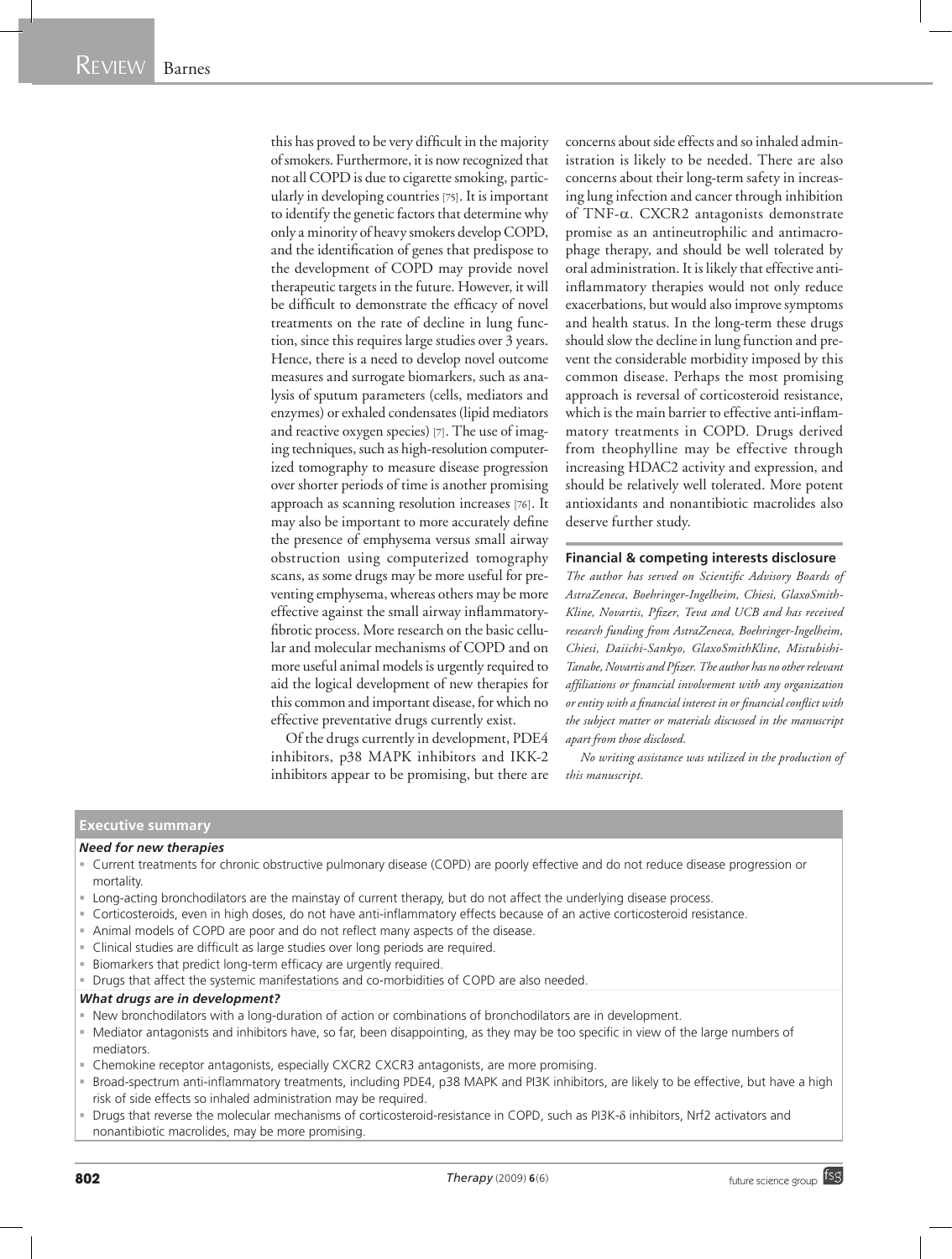this has proved to be very difficult in the majority of smokers. Furthermore, it is now recognized that not all COPD is due to cigarette smoking, particularly in developing countries [75]. It is important to identify the genetic factors that determine why only a minority of heavy smokers develop COPD, and the identification of genes that predispose to the development of COPD may provide novel therapeutic targets in the future. However, it will be difficult to demonstrate the efficacy of novel treatments on the rate of decline in lung function, since this requires large studies over 3 years. Hence, there is a need to develop novel outcome measures and surrogate biomarkers, such as analysis of sputum parameters (cells, mediators and enzymes) or exhaled condensates (lipid mediators and reactive oxygen species) [7]. The use of imaging techniques, such as high-resolution computerized tomography to measure disease progression over shorter periods of time is another promising approach as scanning resolution increases [76]. It may also be important to more accurately define the presence of emphysema versus small airway obstruction using computerized tomography scans, as some drugs may be more useful for preventing emphysema, whereas others may be more effective against the small airway inflammatory-fibrotic process. More research on the basic cellular and molecular mechanisms of COPD and on more useful animal models is urgently required to aid the logical development of new therapies for this common and important disease, for which no effective preventative drugs currently exist.

Of the drugs currently in development, PDE4 inhibitors, p38 MAPK inhibitors and IKK-2 inhibitors appear to be promising, but there are concerns about side effects and so inhaled administration is likely to be needed. There are also concerns about their long-term safety in increasing lung infection and cancer through inhibition of TNF-α. CXCR2 antagonists demonstrate promise as an antineutrophilic and antimacrophage therapy, and should be well tolerated by oral administration. It is likely that effective anti-inflammatory therapies would not only reduce exacerbations, but would also improve symptoms and health status. In the long-term these drugs should slow the decline in lung function and prevent the considerable morbidity imposed by this common disease. Perhaps the most promising approach is reversal of corticosteroid resistance, which is the main barrier to effective anti-inflammatory treatments in COPD. Drugs derived from theophylline may be effective through increasing HDAC2 activity and expression, and should be relatively well tolerated. More potent antioxidants and nonantibiotic macrolides also deserve further study.

#### Financial & competing interests disclosure

*The author has served on Scientific Advisory Boards of AstraZeneca, Boehringer-Ingelheim, Chiesi, GlaxoSmith-Kline, Novartis, Pfizer, Teva and UCB and has received research funding from AstraZeneca, Boehringer-Ingelheim, Chiesi, Daiichi-Sankyo, GlaxoSmithKline, Mistubishi-Tanabe, Novartis and Pfizer. The author has no other relevant affiliations or financial involvement with any organization or entity with a financial interest in or financial conflict with the subject matter or materials discussed in the manuscript apart from those disclosed.*

*No writing assistance was utilized in the production of this manuscript.*

## Executive summary

#### *Need for new therapies*

- Current treatments for chronic obstructive pulmonary disease (COPD) are poorly effective and do not reduce disease progression or mortality.
- Long-acting bronchodilators are the mainstay of current therapy, but do not affect the underlying disease process.
- Corticosteroids, even in high doses, do not have anti-inflammatory effects because of an active corticosteroid resistance.
- Animal models of COPD are poor and do not reflect many aspects of the disease.
- Clinical studies are difficult as large studies over long periods are required.
- Biomarkers that predict long-term efficacy are urgently required.
- Drugs that affect the systemic manifestations and co-morbidities of COPD are also needed.

#### *What drugs are in development?*

- New bronchodilators with a long-duration of action or combinations of bronchodilators are in development.
- Mediator antagonists and inhibitors have, so far, been disappointing, as they may be too specific in view of the large numbers of mediators.
- Chemokine receptor antagonists, especially CXCR2 CXCR3 antagonists, are more promising.
- Broad-spectrum anti-inflammatory treatments, including PDE4, p38 MAPK and PI3K inhibitors, are likely to be effective, but have a high risk of side effects so inhaled administration may be required.
- Drugs that reverse the molecular mechanisms of corticosteroid-resistance in COPD, such as PI3K-δ inhibitors, Nrf2 activators and nonantibiotic macrolides, may be more promising.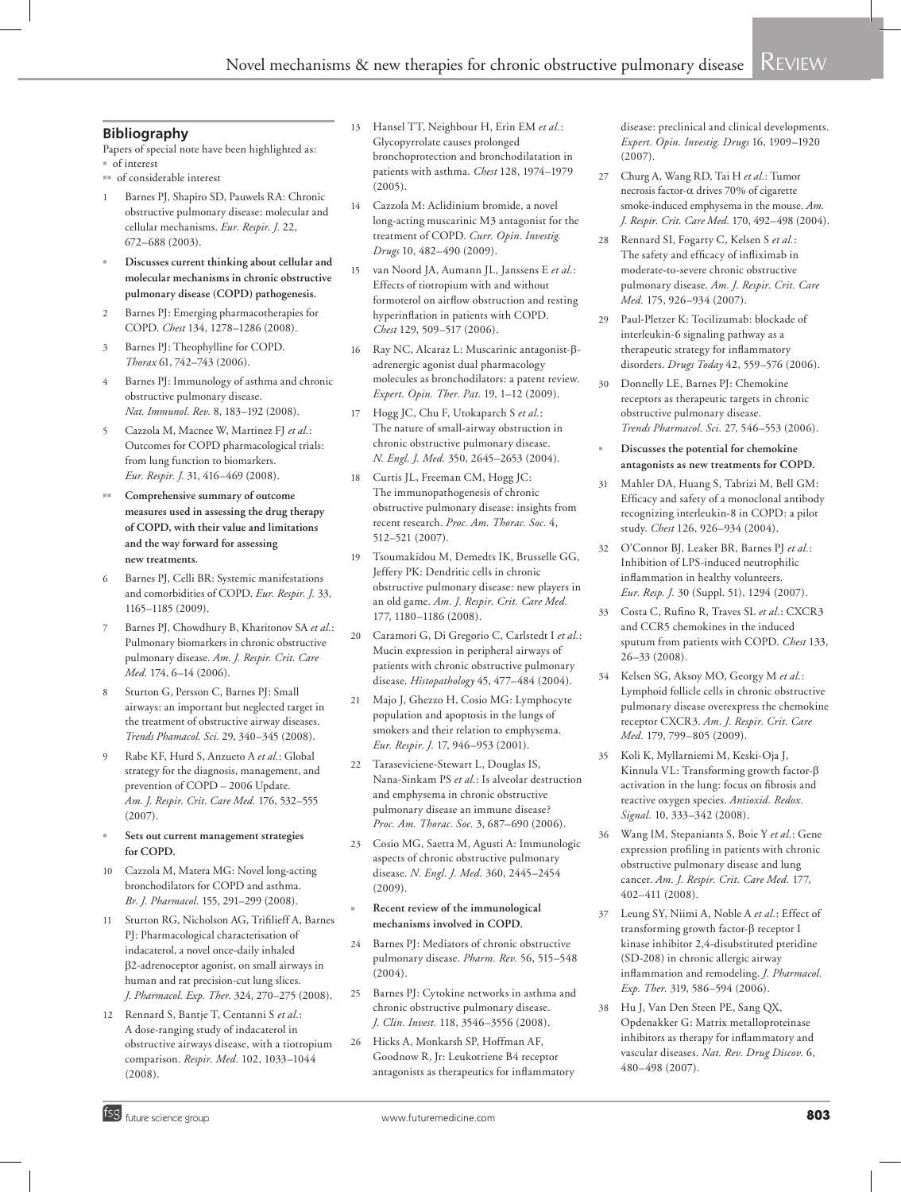## Bibliography

Papers of special note have been highlighted as:
▪ of interest
▪▪ of considerable interest

1. Barnes PJ, Shapiro SD, Pauwels RA: Chronic obstructive pulmonary disease: molecular and cellular mechanisms. *Eur. Respir. J.* 22, 672–688 (2003).
   - ▪ **Discusses current thinking about cellular and molecular mechanisms in chronic obstructive pulmonary disease (COPD) pathogenesis.**
2. Barnes PJ: Emerging pharmacotherapies for COPD. *Chest* 134, 1278–1286 (2008).
3. Barnes PJ: Theophylline for COPD. *Thorax* 61, 742–743 (2006).
4. Barnes PJ: Immunology of asthma and chronic obstructive pulmonary disease. *Nat. Immunol. Rev.* 8, 183–192 (2008).
5. Cazzola M, Macnee W, Martinez FJ *et al.*: Outcomes for COPD pharmacological trials: from lung function to biomarkers. *Eur. Respir. J.* 31, 416–469 (2008).
   - ▪▪ **Comprehensive summary of outcome measures used in assessing the drug therapy of COPD, with their value and limitations and the way forward for assessing new treatments.**
6. Barnes PJ, Celli BR: Systemic manifestations and comorbidities of COPD. *Eur. Respir. J.* 33, 1165–1185 (2009).
7. Barnes PJ, Chowdhury B, Kharitonov SA *et al.*: Pulmonary biomarkers in chronic obstructive pulmonary disease. *Am. J. Respir. Crit. Care Med.* 174, 6–14 (2006).
8. Sturton G, Persson C, Barnes PJ: Small airways: an important but neglected target in the treatment of obstructive airway diseases. *Trends Phamacol. Sci.* 29, 340–345 (2008).
9. Rabe KF, Hurd S, Anzueto A *et al.*: Global strategy for the diagnosis, management, and prevention of COPD – 2006 Update. *Am. J. Respir. Crit. Care Med.* 176, 532–555 (2007).
   - ▪ **Sets out current management strategies for COPD.**
10. Cazzola M, Matera MG: Novel long-acting bronchodilators for COPD and asthma. *Br. J. Pharmacol.* 155, 291–299 (2008).
11. Sturton RG, Nicholson AG, Trifilieff A, Barnes PJ: Pharmacological characterisation of indacaterol, a novel once-daily inhaled β2-adrenoceptor agonist, on small airways in human and rat precision-cut lung slices. *J. Pharmacol. Exp. Ther.* 324, 270–275 (2008).
12. Rennard S, Bantje T, Centanni S *et al.*: A dose-ranging study of indacaterol in obstructive airways disease, with a tiotropium comparison. *Respir. Med.* 102, 1033–1044 (2008).
13. Hansel TT, Neighbour H, Erin EM *et al.*: Glycopyrrolate causes prolonged bronchoprotection and bronchodilatation in patients with asthma. *Chest* 128, 1974–1979 (2005).
14. Cazzola M: Aclidinium bromide, a novel long-acting muscarinic M3 antagonist for the treatment of COPD. *Curr. Opin. Investig. Drugs* 10, 482–490 (2009).
15. van Noord JA, Aumann JL, Janssens E *et al.*: Effects of tiotropium with and without formoterol on airflow obstruction and resting hyperinflation in patients with COPD. *Chest* 129, 509–517 (2006).
16. Ray NC, Alcaraz L: Muscarinic antagonist-β-adrenergic agonist dual pharmacology molecules as bronchodilators: a patent review. *Expert. Opin. Ther. Pat.* 19, 1–12 (2009).
17. Hogg JC, Chu F, Utokaparch S *et al.*: The nature of small-airway obstruction in chronic obstructive pulmonary disease. *N. Engl. J. Med.* 350, 2645–2653 (2004).
18. Curtis JL, Freeman CM, Hogg JC: The immunopathogenesis of chronic obstructive pulmonary disease: insights from recent research. *Proc. Am. Thorac. Soc.* 4, 512–521 (2007).
19. Tsoumakidou M, Demedts IK, Brusselle GG, Jeffery PK: Dendritic cells in chronic obstructive pulmonary disease: new players in an old game. *Am. J. Respir. Crit. Care Med.* 177, 1180–1186 (2008).
20. Caramori G, Di Gregorio C, Carlstedt I *et al.*: Mucin expression in peripheral airways of patients with chronic obstructive pulmonary disease. *Histopathology* 45, 477–484 (2004).
21. Majo J, Ghezzo H, Cosio MG: Lymphocyte population and apoptosis in the lungs of smokers and their relation to emphysema. *Eur. Respir. J.* 17, 946–953 (2001).
22. Taraseviciene-Stewart L, Douglas IS, Nana-Sinkam PS *et al.*: Is alveolar destruction and emphysema in chronic obstructive pulmonary disease an immune disease? *Proc. Am. Thorac. Soc.* 3, 687–690 (2006).
23. Cosio MG, Saetta M, Agusti A: Immunologic aspects of chronic obstructive pulmonary disease. *N. Engl. J. Med.* 360, 2445–2454 (2009).
   - ▪ **Recent review of the immunological mechanisms involved in COPD.**
24. Barnes PJ: Mediators of chronic obstructive pulmonary disease. *Pharm. Rev.* 56, 515–548 (2004).
25. Barnes PJ: Cytokine networks in asthma and chronic obstructive pulmonary disease. *J. Clin. Invest.* 118, 3546–3556 (2008).
26. Hicks A, Monkarsh SP, Hoffman AF, Goodnow R, Jr: Leukotriene B4 receptor antagonists as therapeutics for inflammatory disease: preclinical and clinical developments. *Expert. Opin. Investig. Drugs* 16, 1909–1920 (2007).
27. Churg A, Wang RD, Tai H *et al.*: Tumor necrosis factor-α drives 70% of cigarette smoke-induced emphysema in the mouse. *Am. J. Respir. Crit. Care Med.* 170, 492–498 (2004).
28. Rennard SI, Fogarty C, Kelsen S *et al.*: The safety and efficacy of infliximab in moderate-to-severe chronic obstructive pulmonary disease. *Am. J. Respir. Crit. Care Med.* 175, 926–934 (2007).
29. Paul-Pletzer K: Tocilizumab: blockade of interleukin-6 signaling pathway as a therapeutic strategy for inflammatory disorders. *Drugs Today* 42, 559–576 (2006).
30. Donnelly LE, Barnes PJ: Chemokine receptors as therapeutic targets in chronic obstructive pulmonary disease. *Trends Pharmacol. Sci.* 27, 546–553 (2006).
   - ▪ **Discusses the potential for chemokine antagonists as new treatments for COPD.**
31. Mahler DA, Huang S, Tabrizi M, Bell GM: Efficacy and safety of a monoclonal antibody recognizing interleukin-8 in COPD: a pilot study. *Chest* 126, 926–934 (2004).
32. O'Connor BJ, Leaker BR, Barnes PJ *et al.*: Inhibition of LPS-induced neutrophilic inflammation in healthy volunteers. *Eur. Resp. J.* 30 (Suppl. 51), 1294 (2007).
33. Costa C, Rufino R, Traves SL *et al.*: CXCR3 and CCR5 chemokines in the induced sputum from patients with COPD. *Chest* 133, 26–33 (2008).
34. Kelsen SG, Aksoy MO, Georgy M *et al.*: Lymphoid follicle cells in chronic obstructive pulmonary disease overexpress the chemokine receptor CXCR3. *Am. J. Respir. Crit. Care Med.* 179, 799–805 (2009).
35. Koli K, Myllarniemi M, Keski-Oja J, Kinnula VL: Transforming growth factor-β activation in the lung: focus on fibrosis and reactive oxygen species. *Antioxid. Redox. Signal.* 10, 333–342 (2008).
36. Wang IM, Stepaniants S, Boie Y *et al.*: Gene expression profiling in patients with chronic obstructive pulmonary disease and lung cancer. *Am. J. Respir. Crit. Care Med.* 177, 402–411 (2008).
37. Leung SY, Niimi A, Noble A *et al.*: Effect of transforming growth factor-β receptor I kinase inhibitor 2,4-disubstituted pteridine (SD-208) in chronic allergic airway inflammation and remodeling. *J. Pharmacol. Exp. Ther.* 319, 586–594 (2006).
38. Hu J, Van Den Steen PE, Sang QX, Opdenakker G: Matrix metalloproteinase inhibitors as therapy for inflammatory and vascular diseases. *Nat. Rev. Drug Discov.* 6, 480–498 (2007).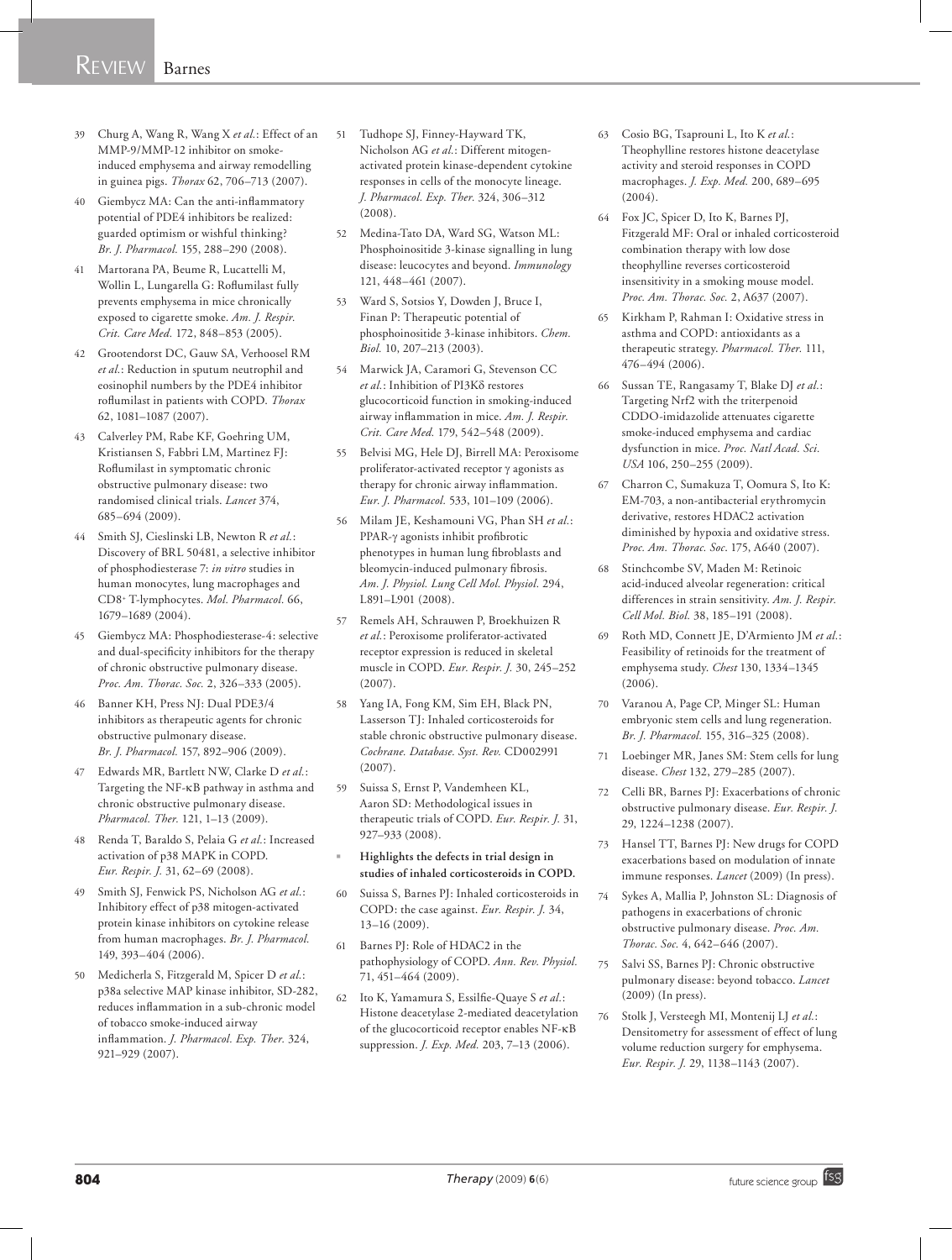39 Churg A, Wang R, Wang X *et al.*: Effect of an MMP-9/MMP-12 inhibitor on smoke-induced emphysema and airway remodelling in guinea pigs. *Thorax* 62, 706–713 (2007).

40 Giembycz MA: Can the anti-inflammatory potential of PDE4 inhibitors be realized: guarded optimism or wishful thinking? *Br. J. Pharmacol.* 155, 288–290 (2008).

41 Martorana PA, Beume R, Lucattelli M, Wollin L, Lungarella G: Roflumilast fully prevents emphysema in mice chronically exposed to cigarette smoke. *Am. J. Respir. Crit. Care Med.* 172, 848–853 (2005).

42 Grootendorst DC, Gauw SA, Verhoosel RM *et al.*: Reduction in sputum neutrophil and eosinophil numbers by the PDE4 inhibitor roflumilast in patients with COPD. *Thorax* 62, 1081–1087 (2007).

43 Calverley PM, Rabe KF, Goehring UM, Kristiansen S, Fabbri LM, Martinez FJ: Roflumilast in symptomatic chronic obstructive pulmonary disease: two randomised clinical trials. *Lancet* 374, 685–694 (2009).

44 Smith SJ, Cieslinski LB, Newton R *et al.*: Discovery of BRL 50481, a selective inhibitor of phosphodiesterase 7: *in vitro* studies in human monocytes, lung macrophages and CD8+ T-lymphocytes. *Mol. Pharmacol.* 66, 1679–1689 (2004).

45 Giembycz MA: Phosphodiesterase-4: selective and dual-specificity inhibitors for the therapy of chronic obstructive pulmonary disease. *Proc. Am. Thorac. Soc.* 2, 326–333 (2005).

46 Banner KH, Press NJ: Dual PDE3/4 inhibitors as therapeutic agents for chronic obstructive pulmonary disease. *Br. J. Pharmacol.* 157, 892–906 (2009).

47 Edwards MR, Bartlett NW, Clarke D *et al.*: Targeting the NF-κB pathway in asthma and chronic obstructive pulmonary disease. *Pharmacol. Ther.* 121, 1–13 (2009).

48 Renda T, Baraldo S, Pelaia G *et al.*: Increased activation of p38 MAPK in COPD. *Eur. Respir. J.* 31, 62–69 (2008).

49 Smith SJ, Fenwick PS, Nicholson AG *et al.*: Inhibitory effect of p38 mitogen-activated protein kinase inhibitors on cytokine release from human macrophages. *Br. J. Pharmacol.* 149, 393–404 (2006).

50 Medicherla S, Fitzgerald M, Spicer D *et al.*: p38α selective MAP kinase inhibitor, SD-282, reduces inflammation in a sub-chronic model of tobacco smoke-induced airway inflammation. *J. Pharmacol. Exp. Ther.* 324, 921–929 (2007).

51 Tudhope SJ, Finney-Hayward TK, Nicholson AG *et al.*: Different mitogen-activated protein kinase-dependent cytokine responses in cells of the monocyte lineage. *J. Pharmacol. Exp. Ther.* 324, 306–312 (2008).

52 Medina-Tato DA, Ward SG, Watson ML: Phosphoinositide 3-kinase signalling in lung disease: leucocytes and beyond. *Immunology* 121, 448–461 (2007).

53 Ward S, Sotsios Y, Dowden J, Bruce I, Finan P: Therapeutic potential of phosphoinositide 3-kinase inhibitors. *Chem. Biol.* 10, 207–213 (2003).

54 Marwick JA, Caramori G, Stevenson CC *et al.*: Inhibition of PI3Kδ restores glucocorticoid function in smoking-induced airway inflammation in mice. *Am. J. Respir. Crit. Care Med.* 179, 542–548 (2009).

55 Belvisi MG, Hele DJ, Birrell MA: Peroxisome proliferator-activated receptor γ agonists as therapy for chronic airway inflammation. *Eur. J. Pharmacol.* 533, 101–109 (2006).

56 Milam JE, Keshamouni VG, Phan SH *et al.*: PPAR-γ agonists inhibit profibrotic phenotypes in human lung fibroblasts and bleomycin-induced pulmonary fibrosis. *Am. J. Physiol. Lung Cell Mol. Physiol.* 294, L891–L901 (2008).

57 Remels AH, Schrauwen P, Broekhuizen R *et al.*: Peroxisome proliferator-activated receptor expression is reduced in skeletal muscle in COPD. *Eur. Respir. J.* 30, 245–252 (2007).

58 Yang IA, Fong KM, Sim EH, Black PN, Lasserson TJ: Inhaled corticosteroids for stable chronic obstructive pulmonary disease. *Cochrane. Database. Syst. Rev.* CD002991 (2007).

59 Suissa S, Ernst P, Vandemheen KL, Aaron SD: Methodological issues in therapeutic trials of COPD. *Eur. Respir. J.* 31, 927–933 (2008).

- **Highlights the defects in trial design in studies of inhaled corticosteroids in COPD.**

60 Suissa S, Barnes PJ: Inhaled corticosteroids in COPD: the case against. *Eur. Respir. J.* 34, 13–16 (2009).

61 Barnes PJ: Role of HDAC2 in the pathophysiology of COPD. *Ann. Rev. Physiol.* 71, 451–464 (2009).

62 Ito K, Yamamura S, Essilfie-Quaye S *et al.*: Histone deacetylase 2-mediated deacetylation of the glucocorticoid receptor enables NF-κB suppression. *J. Exp. Med.* 203, 7–13 (2006).

63 Cosio BG, Tsaprouni L, Ito K *et al.*: Theophylline restores histone deacetylase activity and steroid responses in COPD macrophages. *J. Exp. Med.* 200, 689–695 (2004).

64 Fox JC, Spicer D, Ito K, Barnes PJ, Fitzgerald MF: Oral or inhaled corticosteroid combination therapy with low dose theophylline reverses corticosteroid insensitivity in a smoking mouse model. *Proc. Am. Thorac. Soc.* 2, A637 (2007).

65 Kirkham P, Rahman I: Oxidative stress in asthma and COPD: antioxidants as a therapeutic strategy. *Pharmacol. Ther.* 111, 476–494 (2006).

66 Sussan TE, Rangasamy T, Blake DJ *et al.*: Targeting Nrf2 with the triterpenoid CDDO-imidazolide attenuates cigarette smoke-induced emphysema and cardiac dysfunction in mice. *Proc. Natl Acad. Sci. USA* 106, 250–255 (2009).

67 Charron C, Sumakuza T, Oomura S, Ito K: EM-703, a non-antibacterial erythromycin derivative, restores HDAC2 activation diminished by hypoxia and oxidative stress. *Proc. Am. Thorac. Soc.* 175, A640 (2007).

68 Stinchcombe SV, Maden M: Retinoic acid-induced alveolar regeneration: critical differences in strain sensitivity. *Am. J. Respir. Cell Mol. Biol.* 38, 185–191 (2008).

69 Roth MD, Connett JE, D'Armiento JM *et al.*: Feasibility of retinoids for the treatment of emphysema study. *Chest* 130, 1334–1345 (2006).

70 Varanou A, Page CP, Minger SL: Human embryonic stem cells and lung regeneration. *Br. J. Pharmacol.* 155, 316–325 (2008).

71 Loebinger MR, Janes SM: Stem cells for lung disease. *Chest* 132, 279–285 (2007).

72 Celli BR, Barnes PJ: Exacerbations of chronic obstructive pulmonary disease. *Eur. Respir. J.* 29, 1224–1238 (2007).

73 Hansel TT, Barnes PJ: New drugs for COPD exacerbations based on modulation of innate immune responses. *Lancet* (2009) (In press).

74 Sykes A, Mallia P, Johnston SL: Diagnosis of pathogens in exacerbations of chronic obstructive pulmonary disease. *Proc. Am. Thorac. Soc.* 4, 642–646 (2007).

75 Salvi SS, Barnes PJ: Chronic obstructive pulmonary disease: beyond tobacco. *Lancet* (2009) (In press).

76 Stolk J, Versteegh MI, Montenij LJ *et al.*: Densitometry for assessment of effect of lung volume reduction surgery for emphysema. *Eur. Respir. J.* 29, 1138–1143 (2007).